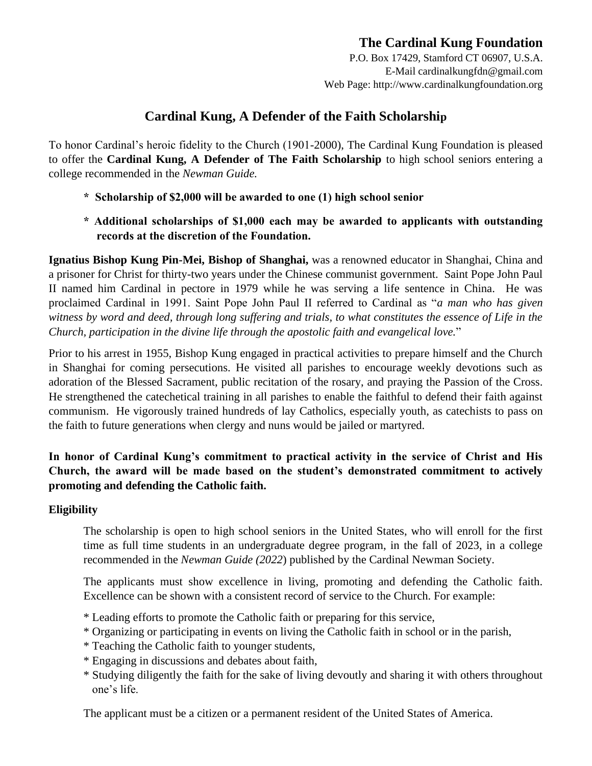**The Cardinal Kung Foundation**
P.O. Box 17429, Stamford CT 06907, U.S.A.
E-Mail cardinalkungfdn@gmail.com
Web Page: http://www.cardinalkungfoundation.org

# Cardinal Kung, A Defender of the Faith Scholarship

To honor Cardinal's heroic fidelity to the Church (1901-2000), The Cardinal Kung Foundation is pleased to offer the **Cardinal Kung, A Defender of The Faith Scholarship** to high school seniors entering a college recommended in the *Newman Guide.*

- **Scholarship of $2,000 will be awarded to one (1) high school senior**
- **Additional scholarships of $1,000 each may be awarded to applicants with outstanding records at the discretion of the Foundation.**

**Ignatius Bishop Kung Pin-Mei, Bishop of Shanghai,** was a renowned educator in Shanghai, China and a prisoner for Christ for thirty-two years under the Chinese communist government. Saint Pope John Paul II named him Cardinal in pectore in 1979 while he was serving a life sentence in China. He was proclaimed Cardinal in 1991. Saint Pope John Paul II referred to Cardinal as "*a man who has given witness by word and deed, through long suffering and trials, to what constitutes the essence of Life in the Church, participation in the divine life through the apostolic faith and evangelical love.*"

Prior to his arrest in 1955, Bishop Kung engaged in practical activities to prepare himself and the Church in Shanghai for coming persecutions. He visited all parishes to encourage weekly devotions such as adoration of the Blessed Sacrament, public recitation of the rosary, and praying the Passion of the Cross. He strengthened the catechetical training in all parishes to enable the faithful to defend their faith against communism. He vigorously trained hundreds of lay Catholics, especially youth, as catechists to pass on the faith to future generations when clergy and nuns would be jailed or martyred.

**In honor of Cardinal Kung's commitment to practical activity in the service of Christ and His Church, the award will be made based on the student's demonstrated commitment to actively promoting and defending the Catholic faith.**

### Eligibility

The scholarship is open to high school seniors in the United States, who will enroll for the first time as full time students in an undergraduate degree program, in the fall of 2023, in a college recommended in the *Newman Guide (2022*) published by the Cardinal Newman Society.

The applicants must show excellence in living, promoting and defending the Catholic faith. Excellence can be shown with a consistent record of service to the Church. For example:

* Leading efforts to promote the Catholic faith or preparing for this service,
* Organizing or participating in events on living the Catholic faith in school or in the parish,
* Teaching the Catholic faith to younger students,
* Engaging in discussions and debates about faith,
* Studying diligently the faith for the sake of living devoutly and sharing it with others throughout one's life.

The applicant must be a citizen or a permanent resident of the United States of America.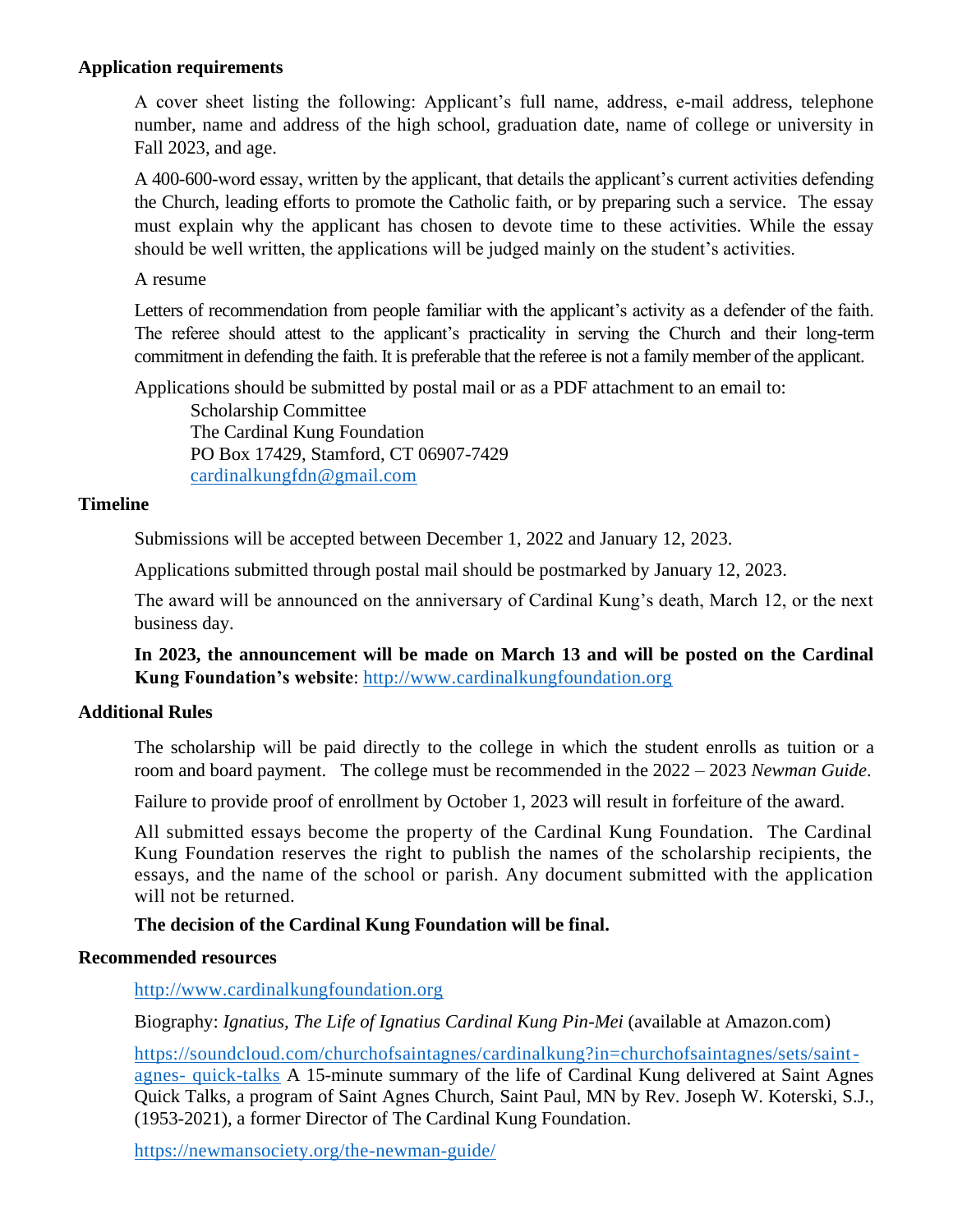**Application requirements**

A cover sheet listing the following: Applicant's full name, address, e-mail address, telephone number, name and address of the high school, graduation date, name of college or university in Fall 2023, and age.

A 400-600-word essay, written by the applicant, that details the applicant's current activities defending the Church, leading efforts to promote the Catholic faith, or by preparing such a service. The essay must explain why the applicant has chosen to devote time to these activities. While the essay should be well written, the applications will be judged mainly on the student's activities.

A resume

Letters of recommendation from people familiar with the applicant's activity as a defender of the faith. The referee should attest to the applicant's practicality in serving the Church and their long-term commitment in defending the faith. It is preferable that the referee is not a family member of the applicant.

Applications should be submitted by postal mail or as a PDF attachment to an email to:

Scholarship Committee
The Cardinal Kung Foundation
PO Box 17429, Stamford, CT 06907-7429
cardinalkungfdn@gmail.com

**Timeline**

Submissions will be accepted between December 1, 2022 and January 12, 2023.

Applications submitted through postal mail should be postmarked by January 12, 2023.

The award will be announced on the anniversary of Cardinal Kung's death, March 12, or the next business day.

**In 2023, the announcement will be made on March 13 and will be posted on the Cardinal Kung Foundation's website**: http://www.cardinalkungfoundation.org

**Additional Rules**

The scholarship will be paid directly to the college in which the student enrolls as tuition or a room and board payment. The college must be recommended in the 2022 – 2023 *Newman Guide*.

Failure to provide proof of enrollment by October 1, 2023 will result in forfeiture of the award.

All submitted essays become the property of the Cardinal Kung Foundation. The Cardinal Kung Foundation reserves the right to publish the names of the scholarship recipients, the essays, and the name of the school or parish. Any document submitted with the application will not be returned.

**The decision of the Cardinal Kung Foundation will be final.**

**Recommended resources**

http://www.cardinalkungfoundation.org

Biography: *Ignatius, The Life of Ignatius Cardinal Kung Pin-Mei* (available at Amazon.com)

https://soundcloud.com/churchofsaintagnes/cardinalkung?in=churchofsaintagnes/sets/saint-agnes- quick-talks A 15-minute summary of the life of Cardinal Kung delivered at Saint Agnes Quick Talks, a program of Saint Agnes Church, Saint Paul, MN by Rev. Joseph W. Koterski, S.J., (1953-2021), a former Director of The Cardinal Kung Foundation.

https://newmansociety.org/the-newman-guide/